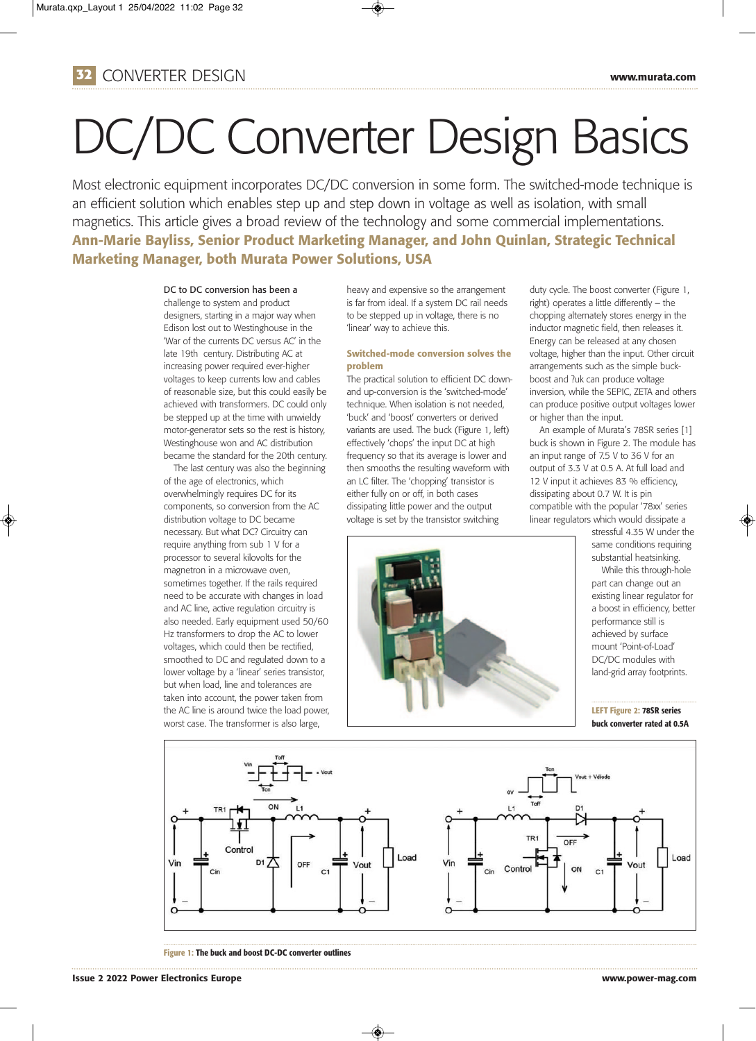# DC/DC Converter Design Basics

Most electronic equipment incorporates DC/DC conversion in some form. The switched-mode technique is an efficient solution which enables step up and step down in voltage as well as isolation, with small magnetics. This article gives a broad review of the technology and some commercial implementations. **Ann-Marie Bayliss, Senior Product Marketing Manager, and John Quinlan, Strategic Technical Marketing Manager, both Murata Power Solutions, USA**

DC to DC conversion has been a challenge to system and product designers, starting in a major way when Edison lost out to Westinghouse in the 'War of the currents DC versus AC' in the late 19th century. Distributing AC at increasing power required ever-higher voltages to keep currents low and cables of reasonable size, but this could easily be achieved with transformers. DC could only be stepped up at the time with unwieldy motor-generator sets so the rest is history, Westinghouse won and AC distribution became the standard for the 20th century.

The last century was also the beginning of the age of electronics, which overwhelmingly requires DC for its components, so conversion from the AC distribution voltage to DC became necessary. But what DC? Circuitry can require anything from sub 1 V for a processor to several kilovolts for the magnetron in a microwave oven, sometimes together. If the rails required need to be accurate with changes in load and AC line, active regulation circuitry is also needed. Early equipment used 50/60 Hz transformers to drop the AC to lower voltages, which could then be rectified, smoothed to DC and regulated down to a lower voltage by a 'linear' series transistor, but when load, line and tolerances are taken into account, the power taken from the AC line is around twice the load power, worst case. The transformer is also large, heavy and expensive so the arrangement is far from ideal. If a system DC rail needs to be stepped up in voltage, there is no 'linear' way to achieve this.

### Switched-mode conversion solves the problem

The practical solution to efficient DC down- and up-conversion is the 'switched-mode' technique. When isolation is not needed, 'buck' and 'boost' converters or derived variants are used. The buck (Figure 1, left) effectively 'chops' the input DC at high frequency so that its average is lower and then smooths the resulting waveform with an LC filter. The 'chopping' transistor is either fully on or off, in both cases dissipating little power and the output voltage is set by the transistor switching duty cycle. The boost converter (Figure 1, right) operates a little differently – the chopping alternately stores energy in the inductor magnetic field, then releases it. Energy can be released at any chosen voltage, higher than the input. Other circuit arrangements such as the simple buck-boost and ?uk can produce voltage inversion, while the SEPIC, ZETA and others can produce positive output voltages lower or higher than the input.

An example of Murata's 78SR series [1] buck is shown in Figure 2. The module has an input range of 7.5 V to 36 V for an output of 3.3 V at 0.5 A. At full load and 12 V input it achieves 83 % efficiency, dissipating about 0.7 W. It is pin compatible with the popular '78xx' series linear regulators which would dissipate a stressful 4.35 W under the same conditions requiring substantial heatsinking.

While this through-hole part can change out an existing linear regulator for a boost in efficiency, better performance still is achieved by surface mount 'Point-of-Load' DC/DC modules with land-grid array footprints.

**LEFT Figure 2: 78SR series buck converter rated at 0.5A**

**Figure 1: The buck and boost DC-DC converter outlines**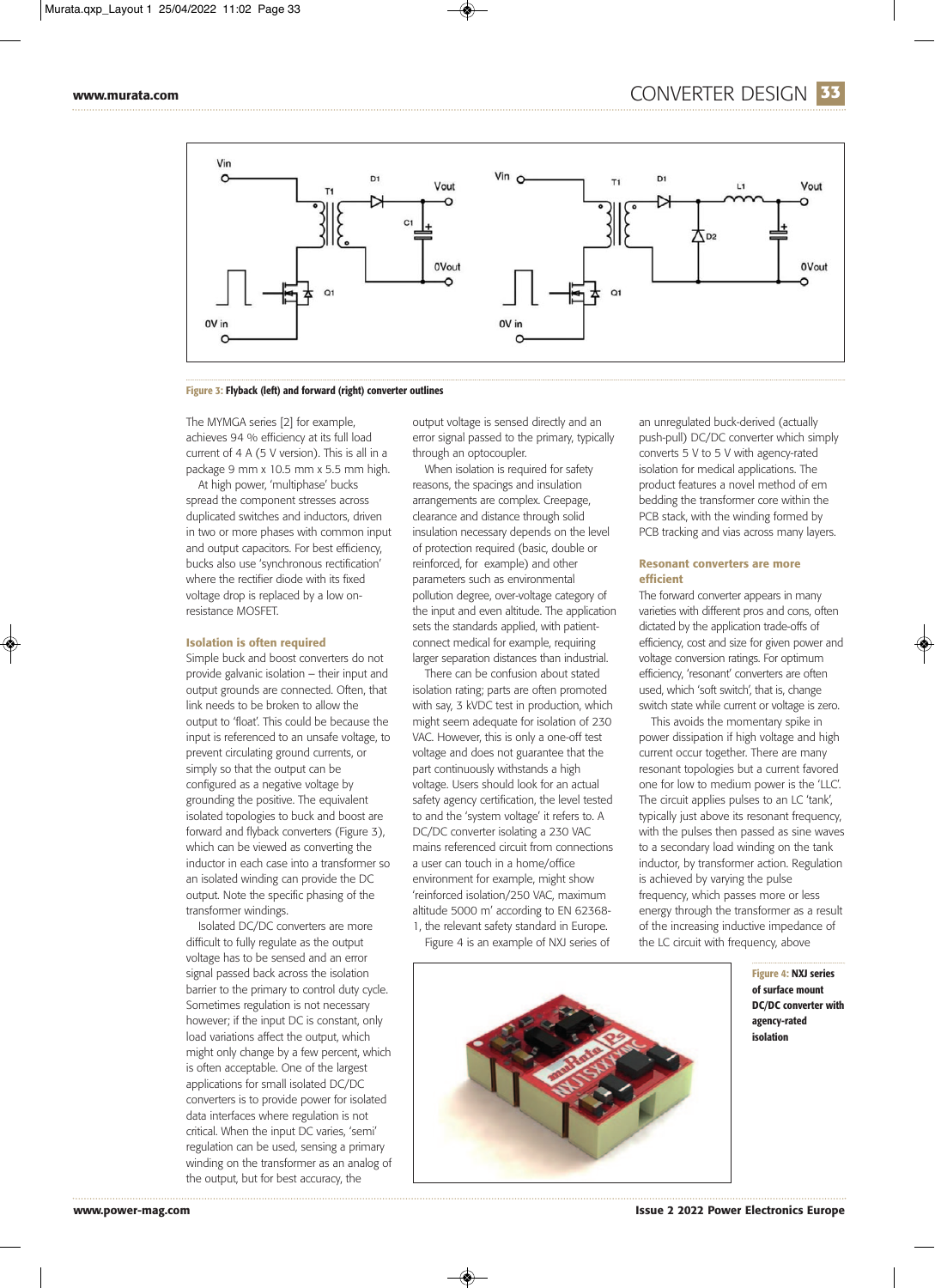Figure 3: Flyback (left) and forward (right) converter outlines

The MYMGA series [2] for example, achieves 94 % efficiency at its full load current of 4 A (5 V version). This is all in a package 9 mm x 10.5 mm x 5.5 mm high.

At high power, 'multiphase' bucks spread the component stresses across duplicated switches and inductors, driven in two or more phases with common input and output capacitors. For best efficiency, bucks also use 'synchronous rectification' where the rectifier diode with its fixed voltage drop is replaced by a low on-resistance MOSFET.

## Isolation is often required

Simple buck and boost converters do not provide galvanic isolation – their input and output grounds are connected. Often, that link needs to be broken to allow the output to 'float'. This could be because the input is referenced to an unsafe voltage, to prevent circulating ground currents, or simply so that the output can be configured as a negative voltage by grounding the positive. The equivalent isolated topologies to buck and boost are forward and flyback converters (Figure 3), which can be viewed as converting the inductor in each case into a transformer so an isolated winding can provide the DC output. Note the specific phasing of the transformer windings.

Isolated DC/DC converters are more difficult to fully regulate as the output voltage has to be sensed and an error signal passed back across the isolation barrier to the primary to control duty cycle. Sometimes regulation is not necessary however; if the input DC is constant, only load variations affect the output, which might only change by a few percent, which is often acceptable. One of the largest applications for small isolated DC/DC converters is to provide power for isolated data interfaces where regulation is not critical. When the input DC varies, 'semi' regulation can be used, sensing a primary winding on the transformer as an analog of the output, but for best accuracy, the output voltage is sensed directly and an error signal passed to the primary, typically through an optocoupler.

When isolation is required for safety reasons, the spacings and insulation arrangements are complex. Creepage, clearance and distance through solid insulation necessary depends on the level of protection required (basic, double or reinforced, for example) and other parameters such as environmental pollution degree, over-voltage category of the input and even altitude. The application sets the standards applied, with patient-connect medical for example, requiring larger separation distances than industrial.

There can be confusion about stated isolation rating; parts are often promoted with say, 3 kVDC test in production, which might seem adequate for isolation of 230 VAC. However, this is only a one-off test voltage and does not guarantee that the part continuously withstands a high voltage. Users should look for an actual safety agency certification, the level tested to and the 'system voltage' it refers to. A DC/DC converter isolating a 230 VAC mains referenced circuit from connections a user can touch in a home/office environment for example, might show 'reinforced isolation/250 VAC, maximum altitude 5000 m' according to EN 62368-1, the relevant safety standard in Europe.

Figure 4 is an example of NXJ series of an unregulated buck-derived (actually push-pull) DC/DC converter which simply converts 5 V to 5 V with agency-rated isolation for medical applications. The product features a novel method of embedding the transformer core within the PCB stack, with the winding formed by PCB tracking and vias across many layers.

## Resonant converters are more efficient

The forward converter appears in many varieties with different pros and cons, often dictated by the application trade-offs of efficiency, cost and size for given power and voltage conversion ratings. For optimum efficiency, 'resonant' converters are often used, which 'soft switch', that is, change switch state while current or voltage is zero.

This avoids the momentary spike in power dissipation if high voltage and high current occur together. There are many resonant topologies but a current favored one for low to medium power is the 'LLC'. The circuit applies pulses to an LC 'tank', typically just above its resonant frequency, with the pulses then passed as sine waves to a secondary load winding on the tank inductor, by transformer action. Regulation is achieved by varying the pulse frequency, which passes more or less energy through the transformer as a result of the increasing inductive impedance of the LC circuit with frequency, above

Figure 4: NXJ series of surface mount DC/DC converter with agency-rated isolation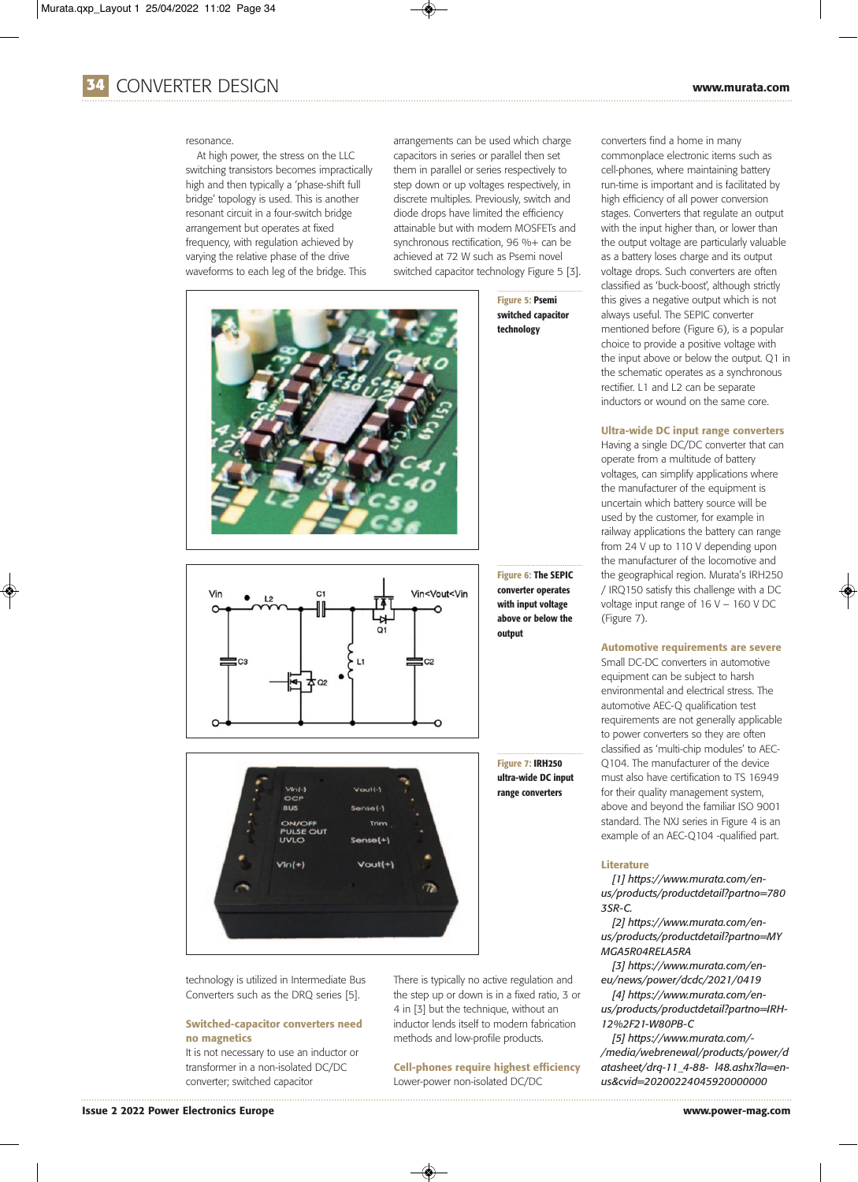resonance.

At high power, the stress on the LLC switching transistors becomes impractically high and then typically a 'phase-shift full bridge' topology is used. This is another resonant circuit in a four-switch bridge arrangement but operates at fixed frequency, with regulation achieved by varying the relative phase of the drive waveforms to each leg of the bridge. This technology is utilized in Intermediate Bus Converters such as the DRQ series [5].

## Switched-capacitor converters need no magnetics

It is not necessary to use an inductor or transformer in a non-isolated DC/DC converter; switched capacitor arrangements can be used which charge capacitors in series or parallel then set them in parallel or series respectively to step down or up voltages respectively, in discrete multiples. Previously, switch and diode drops have limited the efficiency attainable but with modern MOSFETs and synchronous rectification, 96 %+ can be achieved at 72 W such as Psemi novel switched capacitor technology Figure 5 [3]. There is typically no active regulation and the step up or down is in a fixed ratio, 3 or 4 in [3] but the technique, without an inductor lends itself to modern fabrication methods and low-profile products.

**Figure 5: Psemi switched capacitor technology**

Vin
L2
C1
Vin<Vout<Vin
Q1
C3
Q2
L1
C2

**Figure 6: The SEPIC converter operates with input voltage above or below the output**

Vin(-)
OCP
BUS
ON/OFF
PULSE OUT
UVLO
Vin(+)
Vout(-)
Sense(-)
Trim
Sense(+)
Vout(+)

**Figure 7: IRH250 ultra-wide DC input range converters**

## Cell-phones require highest efficiency

Lower-power non-isolated DC/DC converters find a home in many commonplace electronic items such as cell-phones, where maintaining battery run-time is important and is facilitated by high efficiency of all power conversion stages. Converters that regulate an output with the input higher than, or lower than the output voltage are particularly valuable as a battery loses charge and its output voltage drops. Such converters are often classified as 'buck-boost', although strictly this gives a negative output which is not always useful. The SEPIC converter mentioned before (Figure 6), is a popular choice to provide a positive voltage with the input above or below the output. Q1 in the schematic operates as a synchronous rectifier. L1 and L2 can be separate inductors or wound on the same core.

## Ultra-wide DC input range converters

Having a single DC/DC converter that can operate from a multitude of battery voltages, can simplify applications where the manufacturer of the equipment is uncertain which battery source will be used by the customer, for example in railway applications the battery can range from 24 V up to 110 V depending upon the manufacturer of the locomotive and the geographical region. Murata's IRH250 / IRQ150 satisfy this challenge with a DC voltage input range of 16 V – 160 V DC (Figure 7).

## Automotive requirements are severe

Small DC-DC converters in automotive equipment can be subject to harsh environmental and electrical stress. The automotive AEC-Q qualification test requirements are not generally applicable to power converters so they are often classified as 'multi-chip modules' to AEC-Q104. The manufacturer of the device must also have certification to TS 16949 for their quality management system, above and beyond the familiar ISO 9001 standard. The NXJ series in Figure 4 is an example of an AEC-Q104 -qualified part.

## Literature

[1] *https://www.murata.com/en-us/products/productdetail?partno=7803SR-C.*

[2] *https://www.murata.com/en-us/products/productdetail?partno=MYMGA5R04RELA5RA*

[3] *https://www.murata.com/en-eu/news/power/dcdc/2021/0419*

[4] *https://www.murata.com/en-us/products/productdetail?partno=IRH-12%2F21-W80PB-C*

[5] *https://www.murata.com/-/media/webrenewal/products/power/datasheet/drq-11_4-88- l48.ashx?la=en-us&cvid=20200224045920000000*